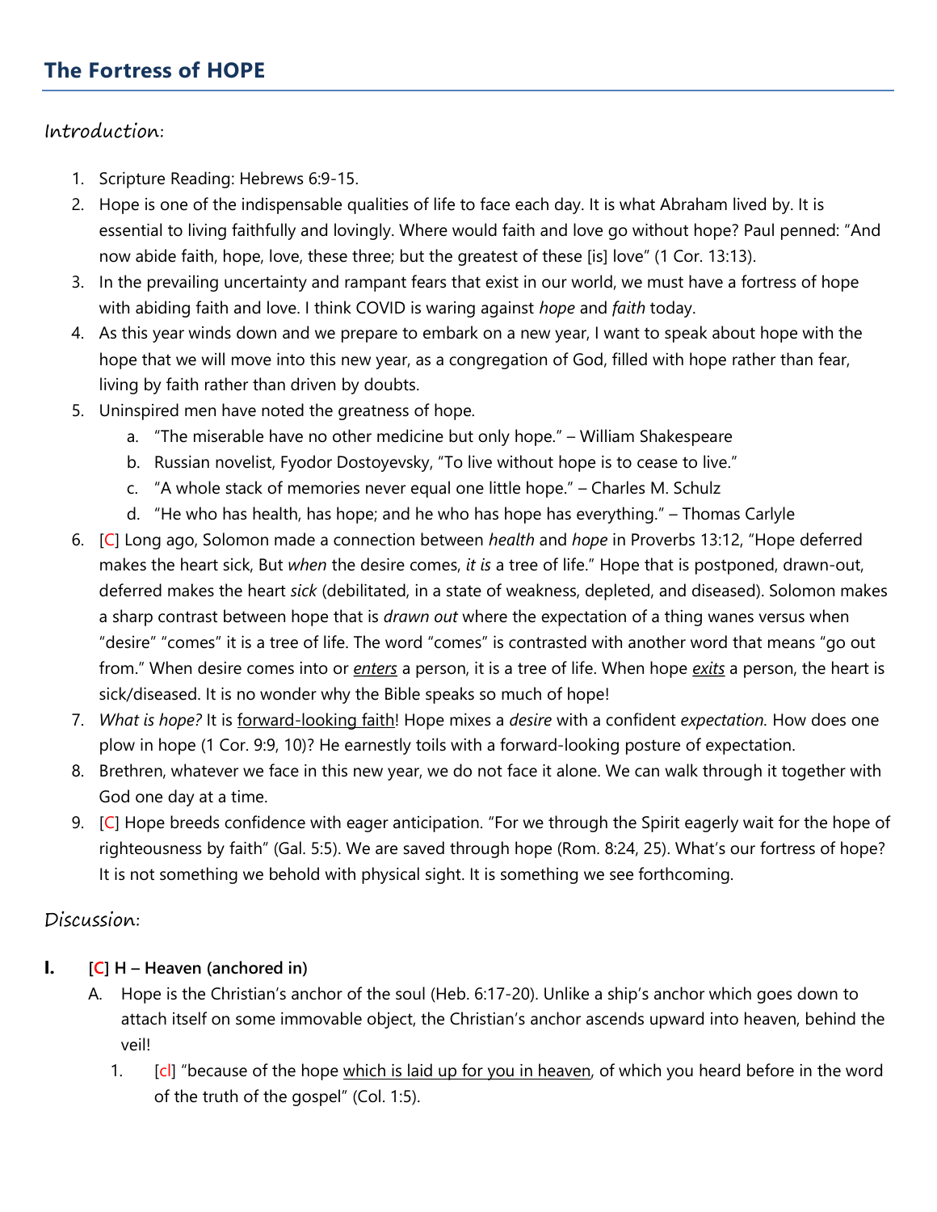## The Fortress of HOPE

### Introduction:

1. Scripture Reading: Hebrews 6:9-15.
2. Hope is one of the indispensable qualities of life to face each day. It is what Abraham lived by. It is essential to living faithfully and lovingly. Where would faith and love go without hope? Paul penned: "And now abide faith, hope, love, these three; but the greatest of these [is] love" (1 Cor. 13:13).
3. In the prevailing uncertainty and rampant fears that exist in our world, we must have a fortress of hope with abiding faith and love. I think COVID is waring against *hope* and *faith* today.
4. As this year winds down and we prepare to embark on a new year, I want to speak about hope with the hope that we will move into this new year, as a congregation of God, filled with hope rather than fear, living by faith rather than driven by doubts.
5. Uninspired men have noted the greatness of hope.
   a. "The miserable have no other medicine but only hope." – William Shakespeare
   b. Russian novelist, Fyodor Dostoyevsky, "To live without hope is to cease to live."
   c. "A whole stack of memories never equal one little hope." – Charles M. Schulz
   d. "He who has health, has hope; and he who has hope has everything." – Thomas Carlyle
6. [C] Long ago, Solomon made a connection between *health* and *hope* in Proverbs 13:12, "Hope deferred makes the heart sick, But *when* the desire comes, *it is* a tree of life." Hope that is postponed, drawn-out, deferred makes the heart *sick* (debilitated, in a state of weakness, depleted, and diseased). Solomon makes a sharp contrast between hope that is *drawn out* where the expectation of a thing wanes versus when "desire" "comes" it is a tree of life. The word "comes" is contrasted with another word that means "go out from." When desire comes into or ***enters*** a person, it is a tree of life. When hope ***exits*** a person, the heart is sick/diseased. It is no wonder why the Bible speaks so much of hope!
7. *What is hope?* It is forward-looking faith! Hope mixes a *desire* with a confident *expectation.* How does one plow in hope (1 Cor. 9:9, 10)? He earnestly toils with a forward-looking posture of expectation.
8. Brethren, whatever we face in this new year, we do not face it alone. We can walk through it together with God one day at a time.
9. [C] Hope breeds confidence with eager anticipation. "For we through the Spirit eagerly wait for the hope of righteousness by faith" (Gal. 5:5). We are saved through hope (Rom. 8:24, 25). What's our fortress of hope? It is not something we behold with physical sight. It is something we see forthcoming.

### Discussion:

**I. [C] H – Heaven (anchored in)**

A. Hope is the Christian's anchor of the soul (Heb. 6:17-20). Unlike a ship's anchor which goes down to attach itself on some immovable object, the Christian's anchor ascends upward into heaven, behind the veil!

1. [cl] "because of the hope which is laid up for you in heaven, of which you heard before in the word of the truth of the gospel" (Col. 1:5).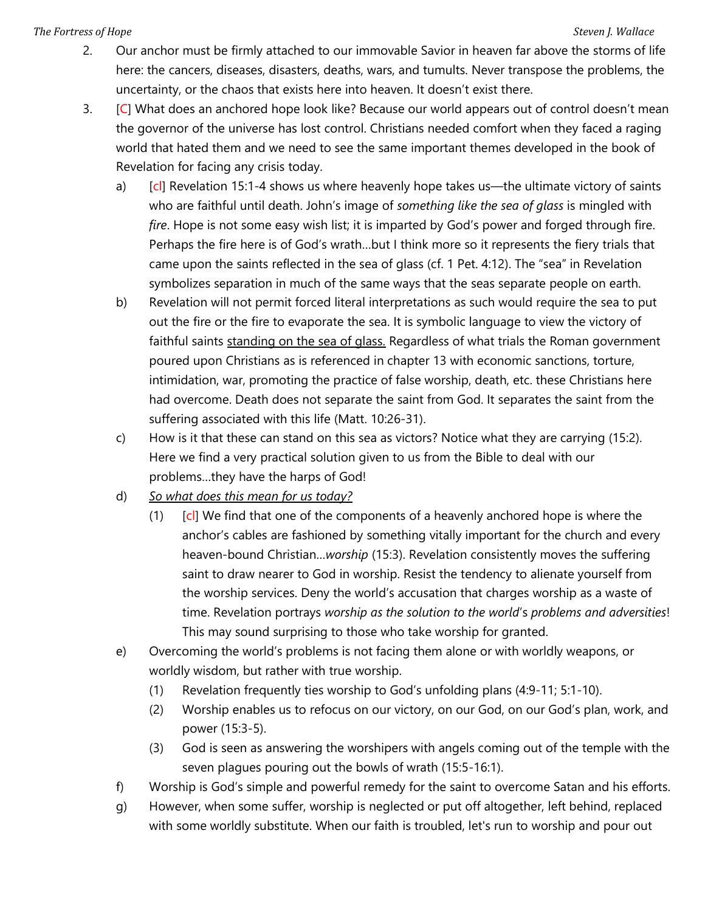2. Our anchor must be firmly attached to our immovable Savior in heaven far above the storms of life here: the cancers, diseases, disasters, deaths, wars, and tumults. Never transpose the problems, the uncertainty, or the chaos that exists here into heaven. It doesn't exist there.
3. [C] What does an anchored hope look like? Because our world appears out of control doesn't mean the governor of the universe has lost control. Christians needed comfort when they faced a raging world that hated them and we need to see the same important themes developed in the book of Revelation for facing any crisis today.
   a) [cl] Revelation 15:1-4 shows us where heavenly hope takes us—the ultimate victory of saints who are faithful until death. John's image of *something like the sea of glass* is mingled with *fire*. Hope is not some easy wish list; it is imparted by God's power and forged through fire. Perhaps the fire here is of God's wrath…but I think more so it represents the fiery trials that came upon the saints reflected in the sea of glass (cf. 1 Pet. 4:12). The "sea" in Revelation symbolizes separation in much of the same ways that the seas separate people on earth.
   b) Revelation will not permit forced literal interpretations as such would require the sea to put out the fire or the fire to evaporate the sea. It is symbolic language to view the victory of faithful saints <u>standing on the sea of glass.</u> Regardless of what trials the Roman government poured upon Christians as is referenced in chapter 13 with economic sanctions, torture, intimidation, war, promoting the practice of false worship, death, etc. these Christians here had overcome. Death does not separate the saint from God. It separates the saint from the suffering associated with this life (Matt. 10:26-31).
   c) How is it that these can stand on this sea as victors? Notice what they are carrying (15:2). Here we find a very practical solution given to us from the Bible to deal with our problems…they have the harps of God!
   d) *<u>So what does this mean for us today?</u>*
      (1) [cl] We find that one of the components of a heavenly anchored hope is where the anchor's cables are fashioned by something vitally important for the church and every heaven-bound Christian…*worship* (15:3). Revelation consistently moves the suffering saint to draw nearer to God in worship. Resist the tendency to alienate yourself from the worship services. Deny the world's accusation that charges worship as a waste of time. Revelation portrays *worship as the solution to the world's problems and adversities*! This may sound surprising to those who take worship for granted.
   e) Overcoming the world's problems is not facing them alone or with worldly weapons, or worldly wisdom, but rather with true worship.
      (1) Revelation frequently ties worship to God's unfolding plans (4:9-11; 5:1-10).
      (2) Worship enables us to refocus on our victory, on our God, on our God's plan, work, and power (15:3-5).
      (3) God is seen as answering the worshipers with angels coming out of the temple with the seven plagues pouring out the bowls of wrath (15:5-16:1).
   f) Worship is God's simple and powerful remedy for the saint to overcome Satan and his efforts.
   g) However, when some suffer, worship is neglected or put off altogether, left behind, replaced with some worldly substitute. When our faith is troubled, let's run to worship and pour out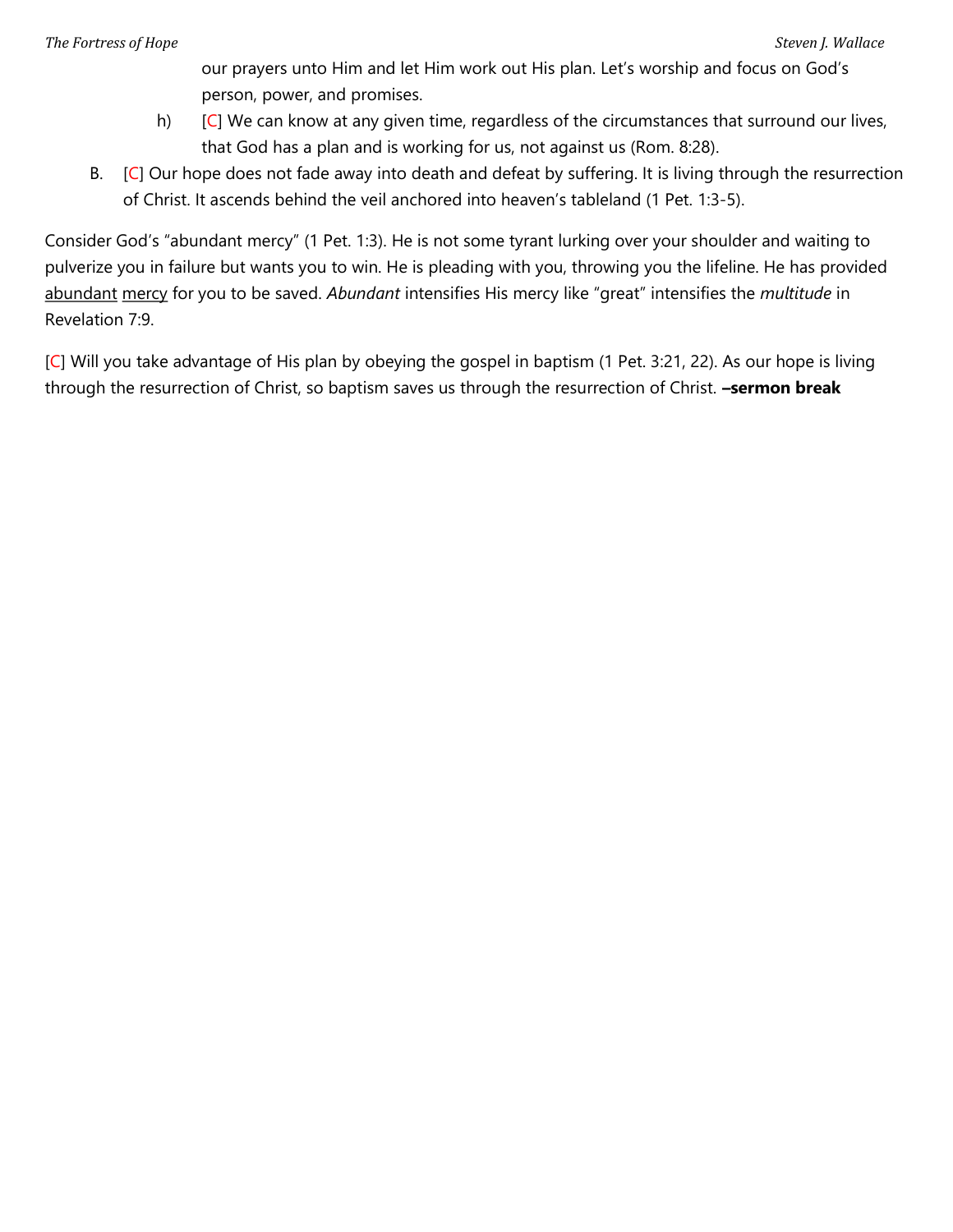our prayers unto Him and let Him work out His plan. Let's worship and focus on God's person, power, and promises.

   h) [C] We can know at any given time, regardless of the circumstances that surround our lives, that God has a plan and is working for us, not against us (Rom. 8:28).

B. [C] Our hope does not fade away into death and defeat by suffering. It is living through the resurrection of Christ. It ascends behind the veil anchored into heaven's tableland (1 Pet. 1:3-5).

Consider God's "abundant mercy" (1 Pet. 1:3). He is not some tyrant lurking over your shoulder and waiting to pulverize you in failure but wants you to win. He is pleading with you, throwing you the lifeline. He has provided <u>abundant</u> <u>mercy</u> for you to be saved. *Abundant* intensifies His mercy like "great" intensifies the *multitude* in Revelation 7:9.

[C] Will you take advantage of His plan by obeying the gospel in baptism (1 Pet. 3:21, 22). As our hope is living through the resurrection of Christ, so baptism saves us through the resurrection of Christ. **–sermon break**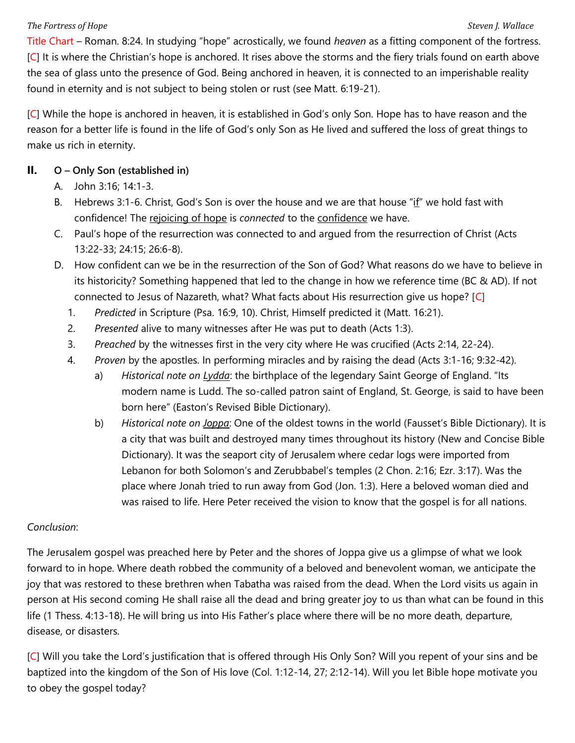Title Chart – Roman. 8:24. In studying "hope" acrostically, we found *heaven* as a fitting component of the fortress. [C] It is where the Christian's hope is anchored. It rises above the storms and the fiery trials found on earth above the sea of glass unto the presence of God. Being anchored in heaven, it is connected to an imperishable reality found in eternity and is not subject to being stolen or rust (see Matt. 6:19-21).

[C] While the hope is anchored in heaven, it is established in God's only Son. Hope has to have reason and the reason for a better life is found in the life of God's only Son as He lived and suffered the loss of great things to make us rich in eternity.

## II. O – Only Son (established in)

A. John 3:16; 14:1-3.

B. Hebrews 3:1-6. Christ, God's Son is over the house and we are that house "<u>if</u>" we hold fast with confidence! The <u>rejoicing of hope</u> is *connected* to the <u>confidence</u> we have.

C. Paul's hope of the resurrection was connected to and argued from the resurrection of Christ (Acts 13:22-33; 24:15; 26:6-8).

D. How confident can we be in the resurrection of the Son of God? What reasons do we have to believe in its historicity? Something happened that led to the change in how we reference time (BC & AD). If not connected to Jesus of Nazareth, what? What facts about His resurrection give us hope? [C]

1. *Predicted* in Scripture (Psa. 16:9, 10). Christ, Himself predicted it (Matt. 16:21).
2. *Presented* alive to many witnesses after He was put to death (Acts 1:3).
3. *Preached* by the witnesses first in the very city where He was crucified (Acts 2:14, 22-24).
4. *Proven* by the apostles. In performing miracles and by raising the dead (Acts 3:1-16; 9:32-42).
   a) *Historical note on <u>Lydda</u>*: the birthplace of the legendary Saint George of England. "Its modern name is Ludd. The so-called patron saint of England, St. George, is said to have been born here" (Easton's Revised Bible Dictionary).
   b) *Historical note on <u>Joppa</u>*: One of the oldest towns in the world (Fausset's Bible Dictionary). It is a city that was built and destroyed many times throughout its history (New and Concise Bible Dictionary). It was the seaport city of Jerusalem where cedar logs were imported from Lebanon for both Solomon's and Zerubbabel's temples (2 Chon. 2:16; Ezr. 3:17). Was the place where Jonah tried to run away from God (Jon. 1:3). Here a beloved woman died and was raised to life. Here Peter received the vision to know that the gospel is for all nations.

*Conclusion*:

The Jerusalem gospel was preached here by Peter and the shores of Joppa give us a glimpse of what we look forward to in hope. Where death robbed the community of a beloved and benevolent woman, we anticipate the joy that was restored to these brethren when Tabatha was raised from the dead. When the Lord visits us again in person at His second coming He shall raise all the dead and bring greater joy to us than what can be found in this life (1 Thess. 4:13-18). He will bring us into His Father's place where there will be no more death, departure, disease, or disasters.

[C] Will you take the Lord's justification that is offered through His Only Son? Will you repent of your sins and be baptized into the kingdom of the Son of His love (Col. 1:12-14, 27; 2:12-14). Will you let Bible hope motivate you to obey the gospel today?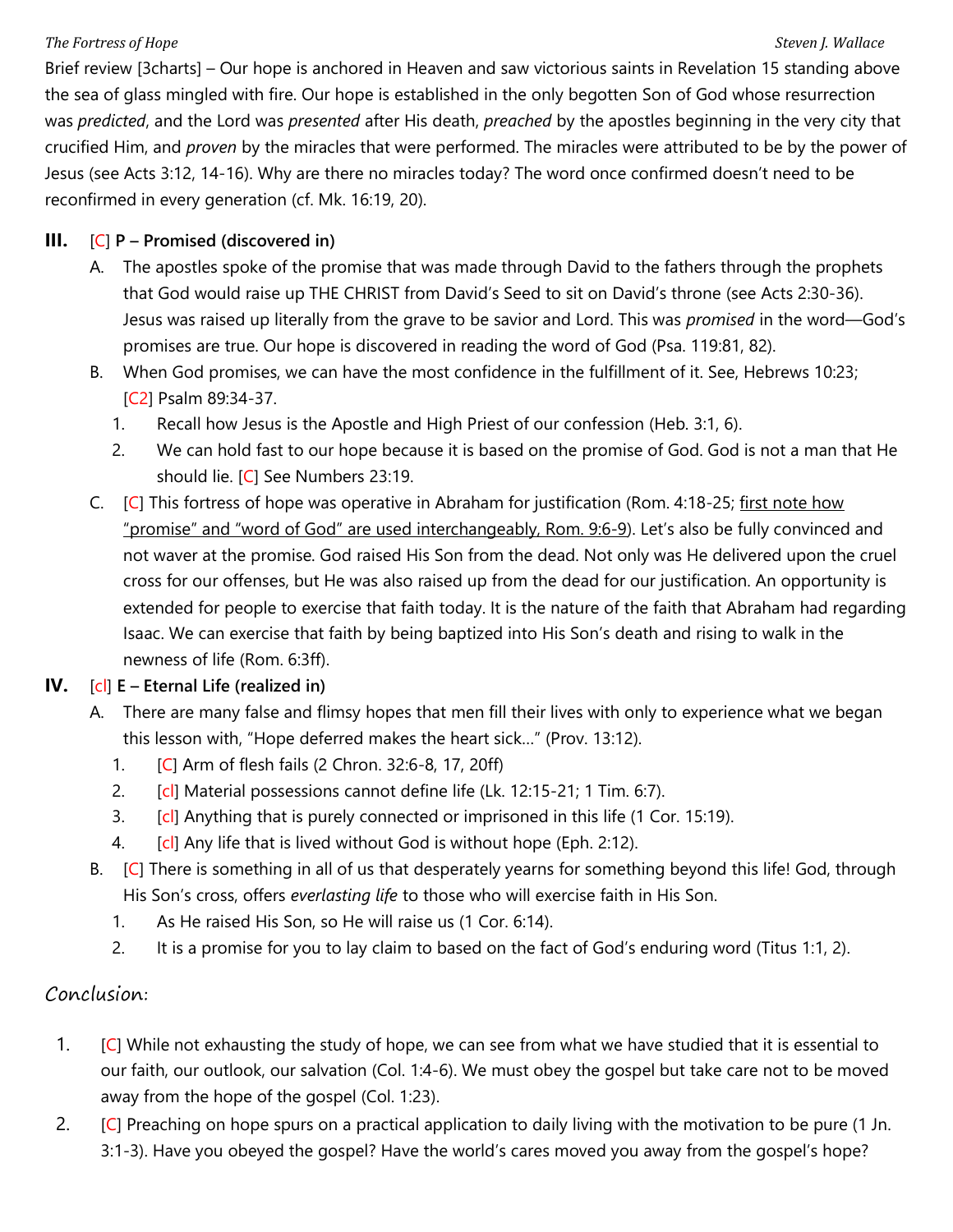Brief review [3charts] – Our hope is anchored in Heaven and saw victorious saints in Revelation 15 standing above the sea of glass mingled with fire. Our hope is established in the only begotten Son of God whose resurrection was *predicted*, and the Lord was *presented* after His death, *preached* by the apostles beginning in the very city that crucified Him, and *proven* by the miracles that were performed. The miracles were attributed to be by the power of Jesus (see Acts 3:12, 14-16). Why are there no miracles today? The word once confirmed doesn't need to be reconfirmed in every generation (cf. Mk. 16:19, 20).

## III. [C] P – Promised (discovered in)

A. The apostles spoke of the promise that was made through David to the fathers through the prophets that God would raise up THE CHRIST from David's Seed to sit on David's throne (see Acts 2:30-36). Jesus was raised up literally from the grave to be savior and Lord. This was *promised* in the word—God's promises are true. Our hope is discovered in reading the word of God (Psa. 119:81, 82).

B. When God promises, we can have the most confidence in the fulfillment of it. See, Hebrews 10:23; [C2] Psalm 89:34-37.

1. Recall how Jesus is the Apostle and High Priest of our confession (Heb. 3:1, 6).
2. We can hold fast to our hope because it is based on the promise of God. God is not a man that He should lie. [C] See Numbers 23:19.

C. [C] This fortress of hope was operative in Abraham for justification (Rom. 4:18-25; <u>first note how "promise" and "word of God" are used interchangeably, Rom. 9:6-9</u>). Let's also be fully convinced and not waver at the promise. God raised His Son from the dead. Not only was He delivered upon the cruel cross for our offenses, but He was also raised up from the dead for our justification. An opportunity is extended for people to exercise that faith today. It is the nature of the faith that Abraham had regarding Isaac. We can exercise that faith by being baptized into His Son's death and rising to walk in the newness of life (Rom. 6:3ff).

## IV. [cl] E – Eternal Life (realized in)

A. There are many false and flimsy hopes that men fill their lives with only to experience what we began this lesson with, "Hope deferred makes the heart sick…" (Prov. 13:12).

1. [C] Arm of flesh fails (2 Chron. 32:6-8, 17, 20ff)
2. [cl] Material possessions cannot define life (Lk. 12:15-21; 1 Tim. 6:7).
3. [cl] Anything that is purely connected or imprisoned in this life (1 Cor. 15:19).
4. [cl] Any life that is lived without God is without hope (Eph. 2:12).

B. [C] There is something in all of us that desperately yearns for something beyond this life! God, through His Son's cross, offers *everlasting life* to those who will exercise faith in His Son.

1. As He raised His Son, so He will raise us (1 Cor. 6:14).
2. It is a promise for you to lay claim to based on the fact of God's enduring word (Titus 1:1, 2).

## Conclusion:

1. [C] While not exhausting the study of hope, we can see from what we have studied that it is essential to our faith, our outlook, our salvation (Col. 1:4-6). We must obey the gospel but take care not to be moved away from the hope of the gospel (Col. 1:23).
2. [C] Preaching on hope spurs on a practical application to daily living with the motivation to be pure (1 Jn. 3:1-3). Have you obeyed the gospel? Have the world's cares moved you away from the gospel's hope?